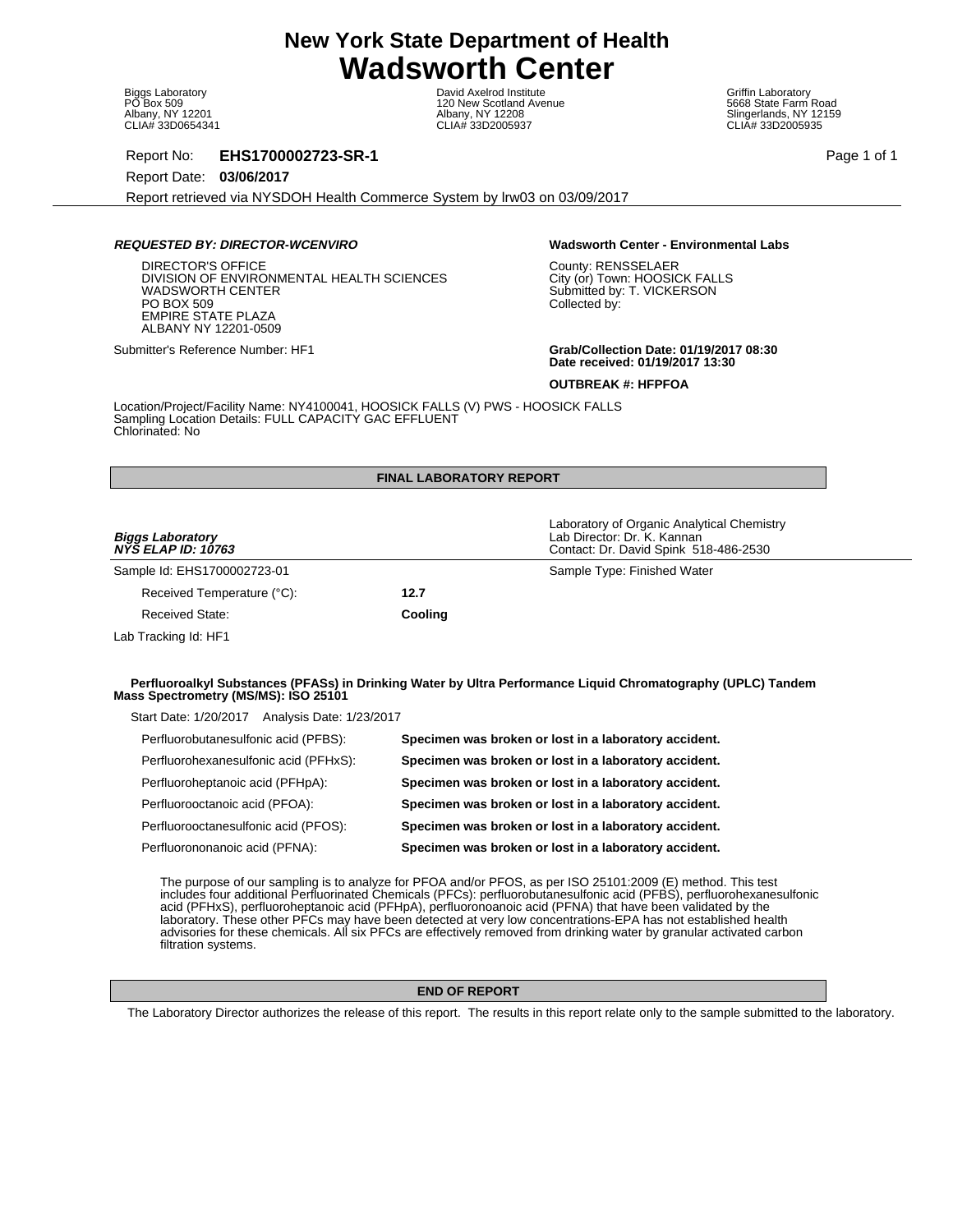# New York State Department of Health
# Wadsworth Center

Biggs Laboratory
PO Box 509
Albany, NY 12201
CLIA# 33D0654341

David Axelrod Institute
120 New Scotland Avenue
Albany, NY 12208
CLIA# 33D2005937

Griffin Laboratory
5668 State Farm Road
Slingerlands, NY 12159
CLIA# 33D2005935

Report No: **EHS1700002723-SR-1**

Report Date: **03/06/2017**

Report retrieved via NYSDOH Health Commerce System by lrw03 on 03/09/2017

***REQUESTED BY: DIRECTOR-WCENVIRO***

DIRECTOR'S OFFICE
DIVISION OF ENVIRONMENTAL HEALTH SCIENCES
WADSWORTH CENTER
PO BOX 509
EMPIRE STATE PLAZA
ALBANY NY 12201-0509

Submitter's Reference Number: HF1

**Wadsworth Center - Environmental Labs**

County: RENSSELAER
City (or) Town: HOOSICK FALLS
Submitted by: T. VICKERSON
Collected by:

**Grab/Collection Date: 01/19/2017 08:30**
**Date received: 01/19/2017 13:30**

**OUTBREAK #: HFPFOA**

Location/Project/Facility Name: NY4100041, HOOSICK FALLS (V) PWS - HOOSICK FALLS
Sampling Location Details: FULL CAPACITY GAC EFFLUENT
Chlorinated: No

## FINAL LABORATORY REPORT

***Biggs Laboratory***
***NYS ELAP ID: 10763***

Laboratory of Organic Analytical Chemistry
Lab Director: Dr. K. Kannan
Contact: Dr. David Spink 518-486-2530

Sample Id: EHS1700002723-01

Sample Type: Finished Water

| | |
|---|---|
| Received Temperature (°C): | **12.7** |
| Received State: | **Cooling** |

Lab Tracking Id: HF1

**Perfluoroalkyl Substances (PFASs) in Drinking Water by Ultra Performance Liquid Chromatography (UPLC) Tandem Mass Spectrometry (MS/MS): ISO 25101**

Start Date: 1/20/2017 Analysis Date: 1/23/2017

| | |
|---|---|
| Perfluorobutanesulfonic acid (PFBS): | **Specimen was broken or lost in a laboratory accident.** |
| Perfluorohexanesulfonic acid (PFHxS): | **Specimen was broken or lost in a laboratory accident.** |
| Perfluoroheptanoic acid (PFHpA): | **Specimen was broken or lost in a laboratory accident.** |
| Perfluorooctanoic acid (PFOA): | **Specimen was broken or lost in a laboratory accident.** |
| Perfluorooctanesulfonic acid (PFOS): | **Specimen was broken or lost in a laboratory accident.** |
| Perfluorononanoic acid (PFNA): | **Specimen was broken or lost in a laboratory accident.** |

The purpose of our sampling is to analyze for PFOA and/or PFOS, as per ISO 25101:2009 (E) method. This test includes four additional Perfluorinated Chemicals (PFCs): perfluorobutanesulfonic acid (PFBS), perfluorohexanesulfonic acid (PFHxS), perfluoroheptanoic acid (PFHpA), perfluorononanoic acid (PFNA) that have been validated by the laboratory. These other PFCs may have been detected at very low concentrations-EPA has not established health advisories for these chemicals. All six PFCs are effectively removed from drinking water by granular activated carbon filtration systems.

## END OF REPORT

The Laboratory Director authorizes the release of this report. The results in this report relate only to the sample submitted to the laboratory.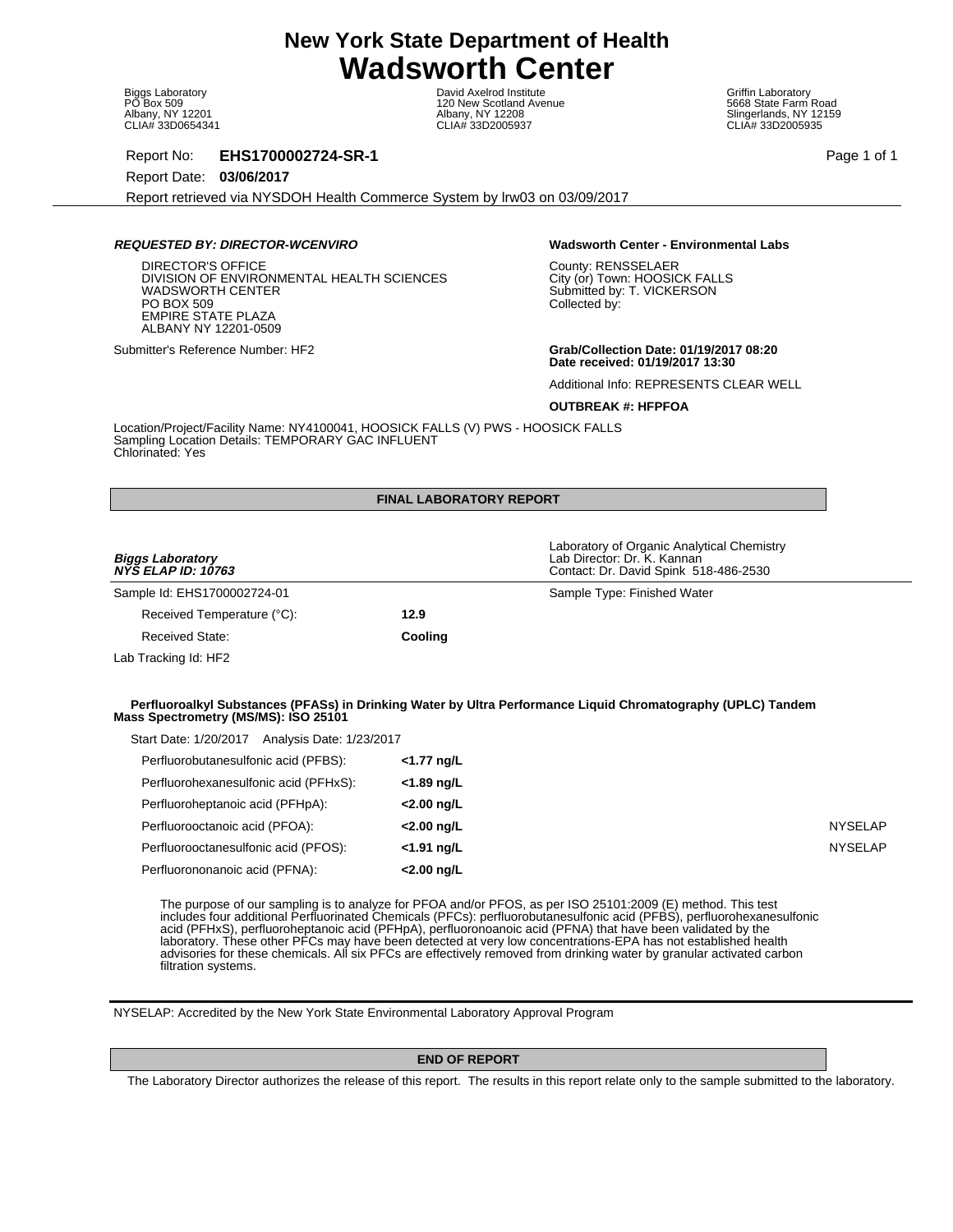# New York State Department of Health
# Wadsworth Center

Biggs Laboratory
PO Box 509
Albany, NY 12201
CLIA# 33D0654341

David Axelrod Institute
120 New Scotland Avenue
Albany, NY 12208
CLIA# 33D2005937

Griffin Laboratory
5668 State Farm Road
Slingerlands, NY 12159
CLIA# 33D2005935

Report No: **EHS1700002724-SR-1**

Report Date: **03/06/2017**

Report retrieved via NYSDOH Health Commerce System by lrw03 on 03/09/2017

***REQUESTED BY: DIRECTOR-WCENVIRO***

DIRECTOR'S OFFICE
DIVISION OF ENVIRONMENTAL HEALTH SCIENCES
WADSWORTH CENTER
PO BOX 509
EMPIRE STATE PLAZA
ALBANY NY 12201-0509

Submitter's Reference Number: HF2

**Wadsworth Center - Environmental Labs**

County: RENSSELAER
City (or) Town: HOOSICK FALLS
Submitted by: T. VICKERSON
Collected by:

**Grab/Collection Date: 01/19/2017 08:20**
**Date received: 01/19/2017 13:30**

Additional Info: REPRESENTS CLEAR WELL

**OUTBREAK #: HFPFOA**

Location/Project/Facility Name: NY4100041, HOOSICK FALLS (V) PWS - HOOSICK FALLS
Sampling Location Details: TEMPORARY GAC INFLUENT
Chlorinated: Yes

## FINAL LABORATORY REPORT

***Biggs Laboratory***
***NYS ELAP ID: 10763***

Laboratory of Organic Analytical Chemistry
Lab Director: Dr. K. Kannan
Contact: Dr. David Spink 518-486-2530

Sample Id: EHS1700002724-01

Sample Type: Finished Water

| | |
|---|---|
| Received Temperature (°C): | **12.9** |
| Received State: | **Cooling** |

Lab Tracking Id: HF2

**Perfluoroalkyl Substances (PFASs) in Drinking Water by Ultra Performance Liquid Chromatography (UPLC) Tandem Mass Spectrometry (MS/MS): ISO 25101**

Start Date: 1/20/2017 Analysis Date: 1/23/2017

| | | |
|---|---|---|
| Perfluorobutanesulfonic acid (PFBS): | **<1.77 ng/L** | |
| Perfluorohexanesulfonic acid (PFHxS): | **<1.89 ng/L** | |
| Perfluoroheptanoic acid (PFHpA): | **<2.00 ng/L** | |
| Perfluorooctanoic acid (PFOA): | **<2.00 ng/L** | NYSELAP |
| Perfluorooctanesulfonic acid (PFOS): | **<1.91 ng/L** | NYSELAP |
| Perfluorononanoic acid (PFNA): | **<2.00 ng/L** | |

The purpose of our sampling is to analyze for PFOA and/or PFOS, as per ISO 25101:2009 (E) method. This test includes four additional Perfluorinated Chemicals (PFCs): perfluorobutanesulfonic acid (PFBS), perfluorohexanesulfonic acid (PFHxS), perfluoroheptanoic acid (PFHpA), perfluoronoanoic acid (PFNA) that have been validated by the laboratory. These other PFCs may have been detected at very low concentrations-EPA has not established health advisories for these chemicals. All six PFCs are effectively removed from drinking water by granular activated carbon filtration systems.

NYSELAP: Accredited by the New York State Environmental Laboratory Approval Program

**END OF REPORT**

The Laboratory Director authorizes the release of this report. The results in this report relate only to the sample submitted to the laboratory.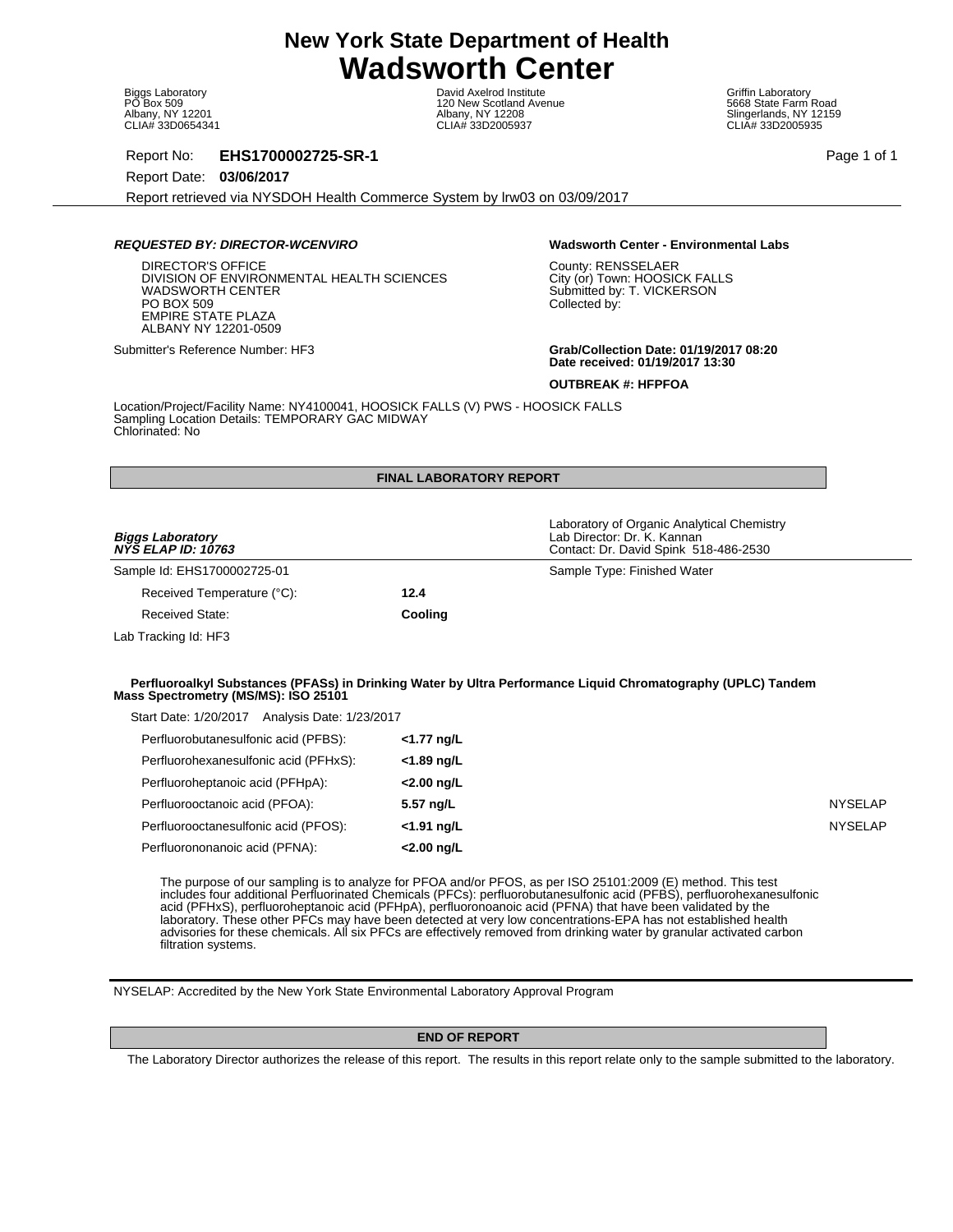# New York State Department of Health
# Wadsworth Center

Biggs Laboratory
PO Box 509
Albany, NY 12201
CLIA# 33D0654341

David Axelrod Institute
120 New Scotland Avenue
Albany, NY 12208
CLIA# 33D2005937

Griffin Laboratory
5668 State Farm Road
Slingerlands, NY 12159
CLIA# 33D2005935

Report No: **EHS1700002725-SR-1**

Report Date: **03/06/2017**

Report retrieved via NYSDOH Health Commerce System by lrw03 on 03/09/2017

***REQUESTED BY: DIRECTOR-WCENVIRO***

DIRECTOR'S OFFICE
DIVISION OF ENVIRONMENTAL HEALTH SCIENCES
WADSWORTH CENTER
PO BOX 509
EMPIRE STATE PLAZA
ALBANY NY 12201-0509

Submitter's Reference Number: HF3

**Wadsworth Center - Environmental Labs**

County: RENSSELAER
City (or) Town: HOOSICK FALLS
Submitted by: T. VICKERSON
Collected by:

**Grab/Collection Date: 01/19/2017 08:20**
**Date received: 01/19/2017 13:30**

**OUTBREAK #: HFPFOA**

Location/Project/Facility Name: NY4100041, HOOSICK FALLS (V) PWS - HOOSICK FALLS
Sampling Location Details: TEMPORARY GAC MIDWAY
Chlorinated: No

**FINAL LABORATORY REPORT**

***Biggs Laboratory***
***NYS ELAP ID: 10763***

Laboratory of Organic Analytical Chemistry
Lab Director: Dr. K. Kannan
Contact: Dr. David Spink 518-486-2530

Sample Id: EHS1700002725-01

Sample Type: Finished Water

| | |
|---|---|
| Received Temperature (°C): | **12.4** |
| Received State: | **Cooling** |

Lab Tracking Id: HF3

**Perfluoroalkyl Substances (PFASs) in Drinking Water by Ultra Performance Liquid Chromatography (UPLC) Tandem Mass Spectrometry (MS/MS): ISO 25101**

Start Date: 1/20/2017 Analysis Date: 1/23/2017

| Analyte | Result | |
|---|---|---|
| Perfluorobutanesulfonic acid (PFBS): | **<1.77 ng/L** | |
| Perfluorohexanesulfonic acid (PFHxS): | **<1.89 ng/L** | |
| Perfluoroheptanoic acid (PFHpA): | **<2.00 ng/L** | |
| Perfluorooctanoic acid (PFOA): | **5.57 ng/L** | NYSELAP |
| Perfluorooctanesulfonic acid (PFOS): | **<1.91 ng/L** | NYSELAP |
| Perfluorononanoic acid (PFNA): | **<2.00 ng/L** | |

The purpose of our sampling is to analyze for PFOA and/or PFOS, as per ISO 25101:2009 (E) method. This test includes four additional Perfluorinated Chemicals (PFCs): perfluorobutanesulfonic acid (PFBS), perfluorohexanesulfonic acid (PFHxS), perfluoroheptanoic acid (PFHpA), perfluoronoanoic acid (PFNA) that have been validated by the laboratory. These other PFCs may have been detected at very low concentrations-EPA has not established health advisories for these chemicals. All six PFCs are effectively removed from drinking water by granular activated carbon filtration systems.

NYSELAP: Accredited by the New York State Environmental Laboratory Approval Program

**END OF REPORT**

The Laboratory Director authorizes the release of this report. The results in this report relate only to the sample submitted to the laboratory.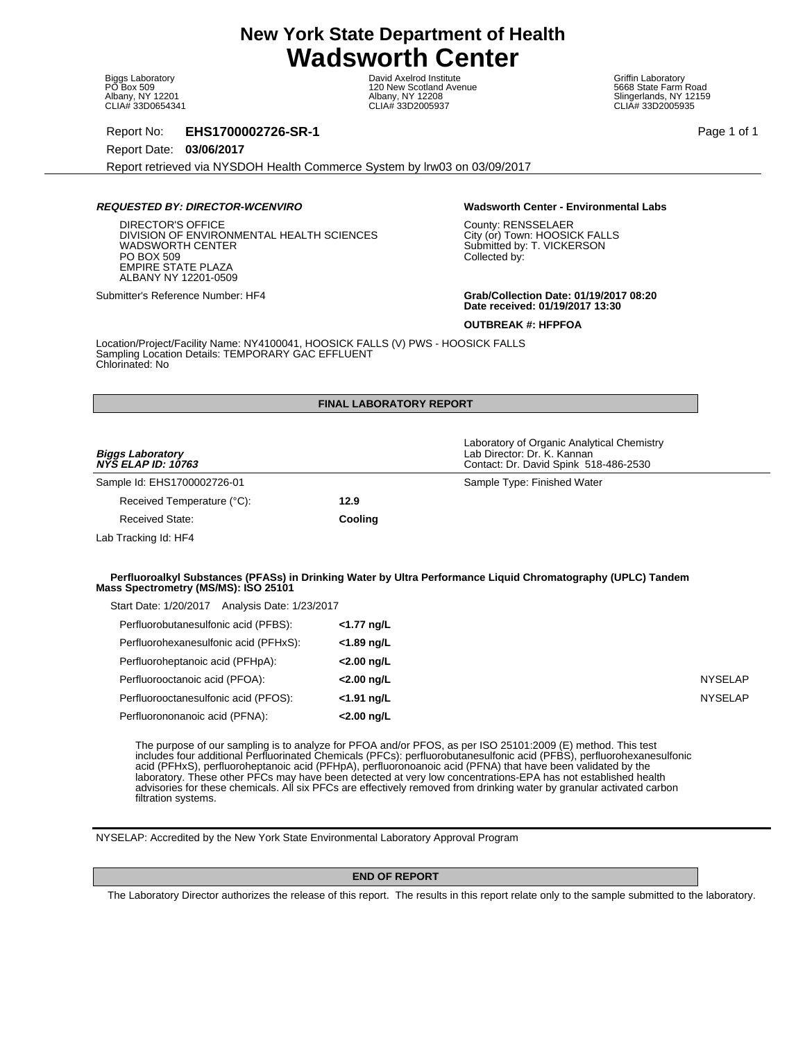# New York State Department of Health
# Wadsworth Center

Biggs Laboratory
PO Box 509
Albany, NY 12201
CLIA# 33D0654341

David Axelrod Institute
120 New Scotland Avenue
Albany, NY 12208
CLIA# 33D2005937

Griffin Laboratory
5668 State Farm Road
Slingerlands, NY 12159
CLIA# 33D2005935

Report No: **EHS1700002726-SR-1**

Report Date: **03/06/2017**

Report retrieved via NYSDOH Health Commerce System by lrw03 on 03/09/2017

***REQUESTED BY: DIRECTOR-WCENVIRO***

DIRECTOR'S OFFICE
DIVISION OF ENVIRONMENTAL HEALTH SCIENCES
WADSWORTH CENTER
PO BOX 509
EMPIRE STATE PLAZA
ALBANY NY 12201-0509

Submitter's Reference Number: HF4

**Wadsworth Center - Environmental Labs**

County: RENSSELAER
City (or) Town: HOOSICK FALLS
Submitted by: T. VICKERSON
Collected by:

**Grab/Collection Date: 01/19/2017 08:20**
**Date received: 01/19/2017 13:30**

**OUTBREAK #: HFPFOA**

Location/Project/Facility Name: NY4100041, HOOSICK FALLS (V) PWS - HOOSICK FALLS
Sampling Location Details: TEMPORARY GAC EFFLUENT
Chlorinated: No

**FINAL LABORATORY REPORT**

***Biggs Laboratory***
***NYS ELAP ID: 10763***

Laboratory of Organic Analytical Chemistry
Lab Director: Dr. K. Kannan
Contact: Dr. David Spink 518-486-2530

Sample Id: EHS1700002726-01

Sample Type: Finished Water

| | |
|---|---|
| Received Temperature (°C): | **12.9** |
| Received State: | **Cooling** |

Lab Tracking Id: HF4

**Perfluoroalkyl Substances (PFASs) in Drinking Water by Ultra Performance Liquid Chromatography (UPLC) Tandem Mass Spectrometry (MS/MS): ISO 25101**

Start Date: 1/20/2017 Analysis Date: 1/23/2017

| Analyte | Result | |
|---|---|---|
| Perfluorobutanesulfonic acid (PFBS): | **<1.77 ng/L** | |
| Perfluorohexanesulfonic acid (PFHxS): | **<1.89 ng/L** | |
| Perfluoroheptanoic acid (PFHpA): | **<2.00 ng/L** | |
| Perfluorooctanoic acid (PFOA): | **<2.00 ng/L** | NYSELAP |
| Perfluorooctanesulfonic acid (PFOS): | **<1.91 ng/L** | NYSELAP |
| Perfluorononanoic acid (PFNA): | **<2.00 ng/L** | |

The purpose of our sampling is to analyze for PFOA and/or PFOS, as per ISO 25101:2009 (E) method. This test includes four additional Perfluorinated Chemicals (PFCs): perfluorobutanesulfonic acid (PFBS), perfluorohexanesulfonic acid (PFHxS), perfluoroheptanoic acid (PFHpA), perfluoronoanoic acid (PFNA) that have been validated by the laboratory. These other PFCs may have been detected at very low concentrations-EPA has not established health advisories for these chemicals. All six PFCs are effectively removed from drinking water by granular activated carbon filtration systems.

NYSELAP: Accredited by the New York State Environmental Laboratory Approval Program

**END OF REPORT**

The Laboratory Director authorizes the release of this report. The results in this report relate only to the sample submitted to the laboratory.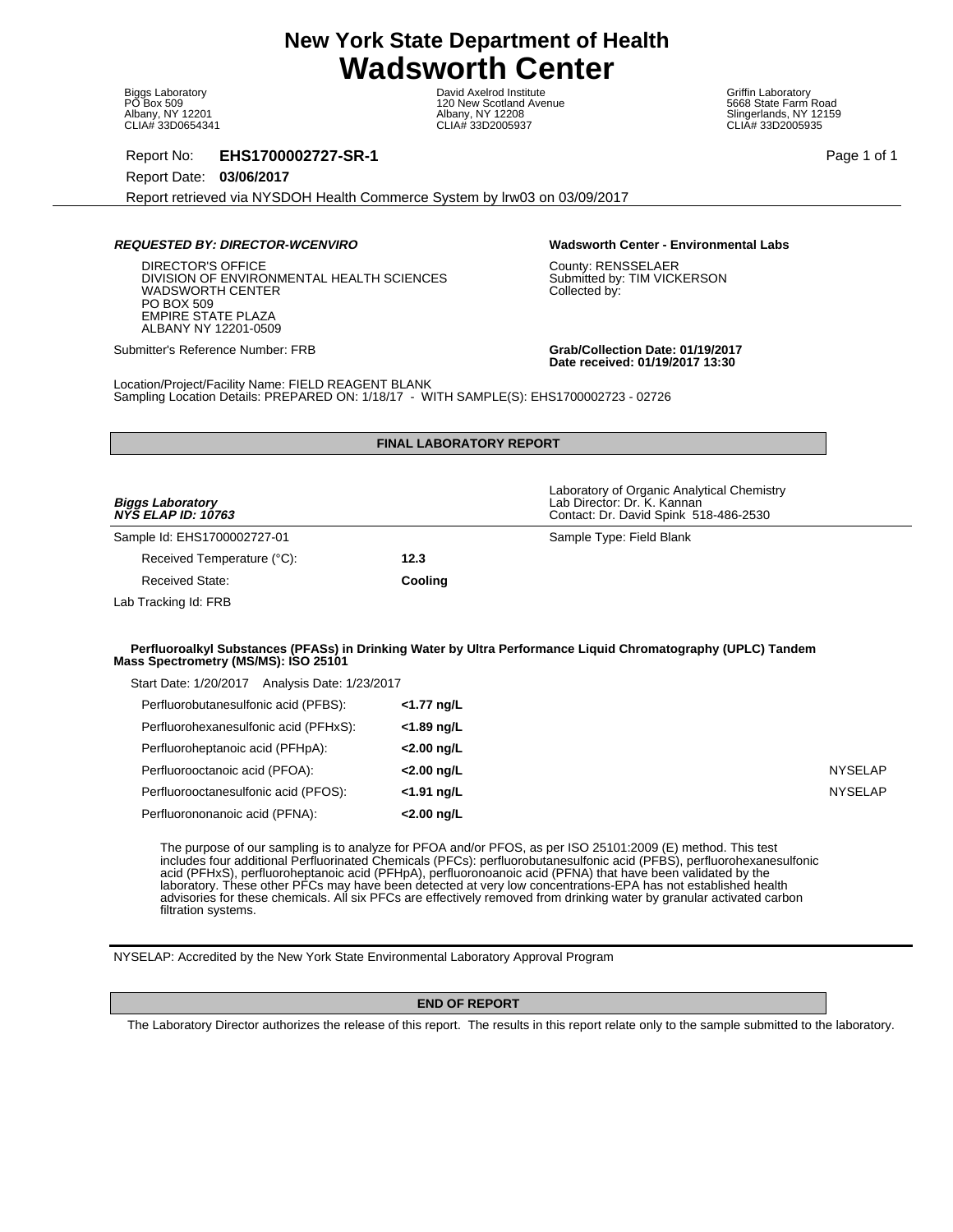# New York State Department of Health
# Wadsworth Center

Biggs Laboratory
PO Box 509
Albany, NY 12201
CLIA# 33D0654341

David Axelrod Institute
120 New Scotland Avenue
Albany, NY 12208
CLIA# 33D2005937

Griffin Laboratory
5668 State Farm Road
Slingerlands, NY 12159
CLIA# 33D2005935

Report No: **EHS1700002727-SR-1**

Report Date: **03/06/2017**

Report retrieved via NYSDOH Health Commerce System by lrw03 on 03/09/2017

***REQUESTED BY: DIRECTOR-WCENVIRO***

DIRECTOR'S OFFICE
DIVISION OF ENVIRONMENTAL HEALTH SCIENCES
WADSWORTH CENTER
PO BOX 509
EMPIRE STATE PLAZA
ALBANY NY 12201-0509

**Wadsworth Center - Environmental Labs**

County: RENSSELAER
Submitted by: TIM VICKERSON
Collected by:

Submitter's Reference Number: FRB

**Grab/Collection Date: 01/19/2017**
**Date received: 01/19/2017 13:30**

Location/Project/Facility Name: FIELD REAGENT BLANK
Sampling Location Details: PREPARED ON: 1/18/17 - WITH SAMPLE(S): EHS1700002723 - 02726

**FINAL LABORATORY REPORT**

***Biggs Laboratory***
***NYS ELAP ID: 10763***

Laboratory of Organic Analytical Chemistry
Lab Director: Dr. K. Kannan
Contact: Dr. David Spink 518-486-2530

Sample Id: EHS1700002727-01

Sample Type: Field Blank

Received Temperature (°C): **12.3**

Received State: **Cooling**

Lab Tracking Id: FRB

**Perfluoroalkyl Substances (PFASs) in Drinking Water by Ultra Performance Liquid Chromatography (UPLC) Tandem Mass Spectrometry (MS/MS): ISO 25101**

Start Date: 1/20/2017 Analysis Date: 1/23/2017

| Analyte | Result | |
|---|---|---|
| Perfluorobutanesulfonic acid (PFBS): | **<1.77 ng/L** | |
| Perfluorohexanesulfonic acid (PFHxS): | **<1.89 ng/L** | |
| Perfluoroheptanoic acid (PFHpA): | **<2.00 ng/L** | |
| Perfluorooctanoic acid (PFOA): | **<2.00 ng/L** | NYSELAP |
| Perfluorooctanesulfonic acid (PFOS): | **<1.91 ng/L** | NYSELAP |
| Perfluorononanoic acid (PFNA): | **<2.00 ng/L** | |

The purpose of our sampling is to analyze for PFOA and/or PFOS, as per ISO 25101:2009 (E) method. This test includes four additional Perfluorinated Chemicals (PFCs): perfluorobutanesulfonic acid (PFBS), perfluorohexanesulfonic acid (PFHxS), perfluoroheptanoic acid (PFHpA), perfluoronoanoic acid (PFNA) that have been validated by the laboratory. These other PFCs may have been detected at very low concentrations-EPA has not established health advisories for these chemicals. All six PFCs are effectively removed from drinking water by granular activated carbon filtration systems.

NYSELAP: Accredited by the New York State Environmental Laboratory Approval Program

**END OF REPORT**

The Laboratory Director authorizes the release of this report. The results in this report relate only to the sample submitted to the laboratory.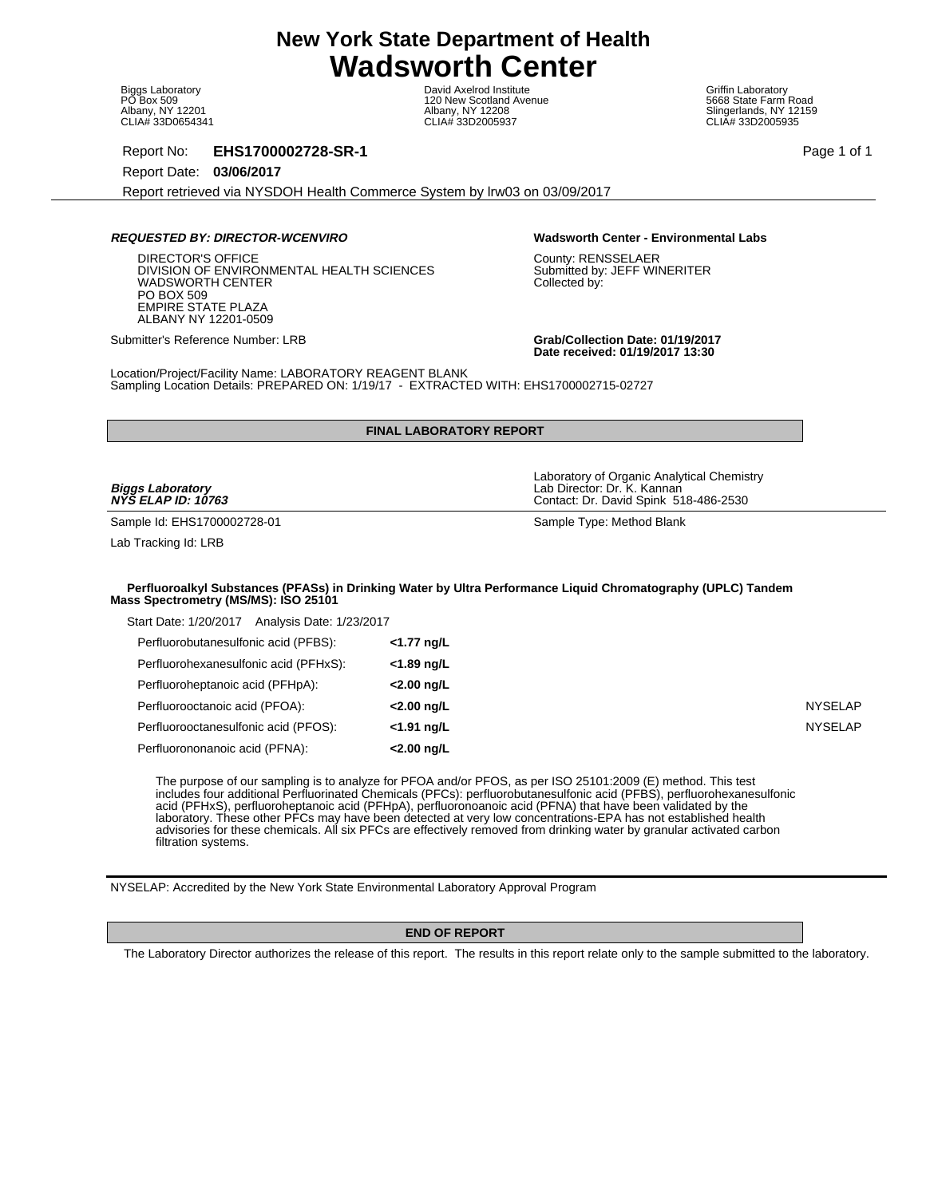# New York State Department of Health
# Wadsworth Center

| Biggs Laboratory | David Axelrod Institute | Griffin Laboratory |
|---|---|---|
| PO Box 509 | 120 New Scotland Avenue | 5668 State Farm Road |
| Albany, NY 12201 | Albany, NY 12208 | Slingerlands, NY 12159 |
| CLIA# 33D0654341 | CLIA# 33D2005937 | CLIA# 33D2005935 |

Report No: **EHS1700002728-SR-1**

Report Date: **03/06/2017**

Report retrieved via NYSDOH Health Commerce System by lrw03 on 03/09/2017

***REQUESTED BY: DIRECTOR-WCENVIRO***

DIRECTOR'S OFFICE
DIVISION OF ENVIRONMENTAL HEALTH SCIENCES
WADSWORTH CENTER
PO BOX 509
EMPIRE STATE PLAZA
ALBANY NY 12201-0509

**Wadsworth Center - Environmental Labs**

County: RENSSELAER
Submitted by: JEFF WINERITER
Collected by:

Submitter's Reference Number: LRB

**Grab/Collection Date: 01/19/2017**
**Date received: 01/19/2017 13:30**

Location/Project/Facility Name: LABORATORY REAGENT BLANK
Sampling Location Details: PREPARED ON: 1/19/17 - EXTRACTED WITH: EHS1700002715-02727

**FINAL LABORATORY REPORT**

***Biggs Laboratory***
***NYS ELAP ID: 10763***

Laboratory of Organic Analytical Chemistry
Lab Director: Dr. K. Kannan
Contact: Dr. David Spink 518-486-2530

Sample Id: EHS1700002728-01

Sample Type: Method Blank

Lab Tracking Id: LRB

**Perfluoroalkyl Substances (PFASs) in Drinking Water by Ultra Performance Liquid Chromatography (UPLC) Tandem Mass Spectrometry (MS/MS): ISO 25101**

Start Date: 1/20/2017 Analysis Date: 1/23/2017

| Analyte | Result | |
|---|---|---|
| Perfluorobutanesulfonic acid (PFBS): | **<1.77 ng/L** | |
| Perfluorohexanesulfonic acid (PFHxS): | **<1.89 ng/L** | |
| Perfluoroheptanoic acid (PFHpA): | **<2.00 ng/L** | |
| Perfluorooctanoic acid (PFOA): | **<2.00 ng/L** | NYSELAP |
| Perfluorooctanesulfonic acid (PFOS): | **<1.91 ng/L** | NYSELAP |
| Perfluorononanoic acid (PFNA): | **<2.00 ng/L** | |

The purpose of our sampling is to analyze for PFOA and/or PFOS, as per ISO 25101:2009 (E) method. This test includes four additional Perfluorinated Chemicals (PFCs): perfluorobutanesulfonic acid (PFBS), perfluorohexanesulfonic acid (PFHxS), perfluoroheptanoic acid (PFHpA), perfluorononanoic acid (PFNA) that have been validated by the laboratory. These other PFCs may have been detected at very low concentrations-EPA has not established health advisories for these chemicals. All six PFCs are effectively removed from drinking water by granular activated carbon filtration systems.

NYSELAP: Accredited by the New York State Environmental Laboratory Approval Program

**END OF REPORT**

The Laboratory Director authorizes the release of this report. The results in this report relate only to the sample submitted to the laboratory.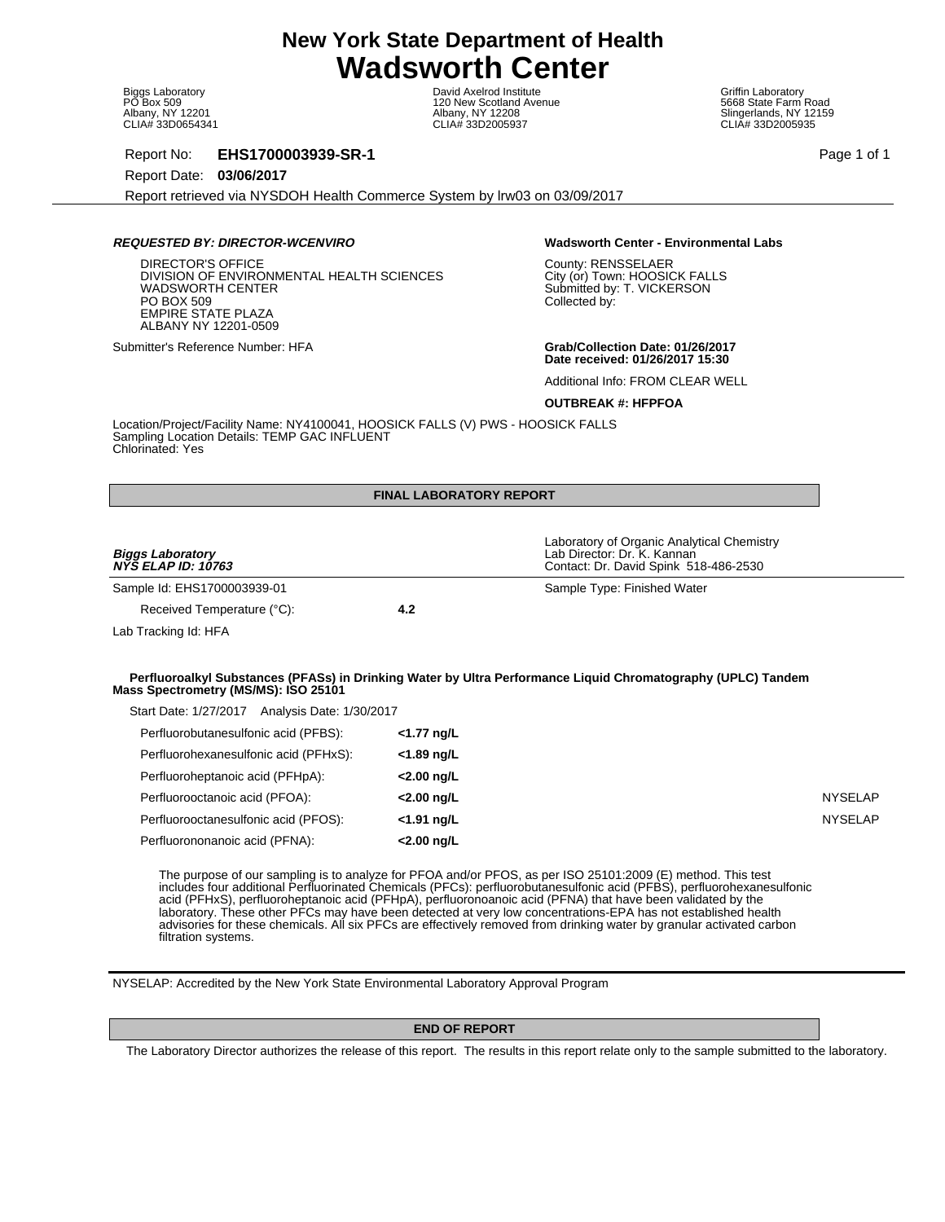# New York State Department of Health
# Wadsworth Center

Biggs Laboratory
PO Box 509
Albany, NY 12201
CLIA# 33D0654341

David Axelrod Institute
120 New Scotland Avenue
Albany, NY 12208
CLIA# 33D2005937

Griffin Laboratory
5668 State Farm Road
Slingerlands, NY 12159
CLIA# 33D2005935

Report No: **EHS1700003939-SR-1**

Report Date: **03/06/2017**

Report retrieved via NYSDOH Health Commerce System by lrw03 on 03/09/2017

***REQUESTED BY: DIRECTOR-WCENVIRO***

DIRECTOR'S OFFICE
DIVISION OF ENVIRONMENTAL HEALTH SCIENCES
WADSWORTH CENTER
PO BOX 509
EMPIRE STATE PLAZA
ALBANY NY 12201-0509

Submitter's Reference Number: HFA

**Wadsworth Center - Environmental Labs**

County: RENSSELAER
City (or) Town: HOOSICK FALLS
Submitted by: T. VICKERSON
Collected by:

**Grab/Collection Date: 01/26/2017**
**Date received: 01/26/2017 15:30**

Additional Info: FROM CLEAR WELL

**OUTBREAK #: HFPFOA**

Location/Project/Facility Name: NY4100041, HOOSICK FALLS (V) PWS - HOOSICK FALLS
Sampling Location Details: TEMP GAC INFLUENT
Chlorinated: Yes

## FINAL LABORATORY REPORT

***Biggs Laboratory***
***NYS ELAP ID: 10763***

Laboratory of Organic Analytical Chemistry
Lab Director: Dr. K. Kannan
Contact: Dr. David Spink 518-486-2530

Sample Id: EHS1700003939-01

Sample Type: Finished Water

Received Temperature (°C): **4.2**

Lab Tracking Id: HFA

**Perfluoroalkyl Substances (PFASs) in Drinking Water by Ultra Performance Liquid Chromatography (UPLC) Tandem Mass Spectrometry (MS/MS): ISO 25101**

Start Date: 1/27/2017 Analysis Date: 1/30/2017

| Analyte | Result | Accreditation |
|---|---|---|
| Perfluorobutanesulfonic acid (PFBS): | **<1.77 ng/L** | |
| Perfluorohexanesulfonic acid (PFHxS): | **<1.89 ng/L** | |
| Perfluoroheptanoic acid (PFHpA): | **<2.00 ng/L** | |
| Perfluorooctanoic acid (PFOA): | **<2.00 ng/L** | NYSELAP |
| Perfluorooctanesulfonic acid (PFOS): | **<1.91 ng/L** | NYSELAP |
| Perfluorononanoic acid (PFNA): | **<2.00 ng/L** | |

The purpose of our sampling is to analyze for PFOA and/or PFOS, as per ISO 25101:2009 (E) method. This test includes four additional Perfluorinated Chemicals (PFCs): perfluorobutanesulfonic acid (PFBS), perfluorohexanesulfonic acid (PFHxS), perfluoroheptanoic acid (PFHpA), perfluoronoanoic acid (PFNA) that have been validated by the laboratory. These other PFCs may have been detected at very low concentrations-EPA has not established health advisories for these chemicals. All six PFCs are effectively removed from drinking water by granular activated carbon filtration systems.

NYSELAP: Accredited by the New York State Environmental Laboratory Approval Program

**END OF REPORT**

The Laboratory Director authorizes the release of this report. The results in this report relate only to the sample submitted to the laboratory.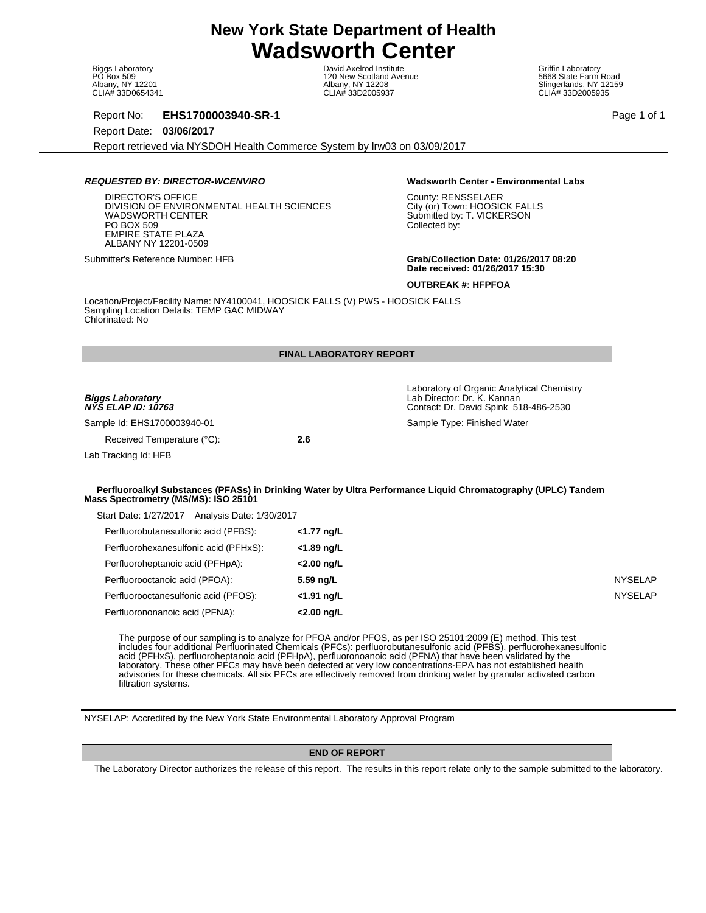# New York State Department of Health
# Wadsworth Center

Biggs Laboratory
PO Box 509
Albany, NY 12201
CLIA# 33D0654341

David Axelrod Institute
120 New Scotland Avenue
Albany, NY 12208
CLIA# 33D2005937

Griffin Laboratory
5668 State Farm Road
Slingerlands, NY 12159
CLIA# 33D2005935

Report No: **EHS1700003940-SR-1**

Report Date: **03/06/2017**

Report retrieved via NYSDOH Health Commerce System by lrw03 on 03/09/2017

***REQUESTED BY: DIRECTOR-WCENVIRO***

DIRECTOR'S OFFICE
DIVISION OF ENVIRONMENTAL HEALTH SCIENCES
WADSWORTH CENTER
PO BOX 509
EMPIRE STATE PLAZA
ALBANY NY 12201-0509

Submitter's Reference Number: HFB

**Wadsworth Center - Environmental Labs**

County: RENSSELAER
City (or) Town: HOOSICK FALLS
Submitted by: T. VICKERSON
Collected by:

**Grab/Collection Date: 01/26/2017 08:20**
**Date received: 01/26/2017 15:30**

**OUTBREAK #: HFPFOA**

Location/Project/Facility Name: NY4100041, HOOSICK FALLS (V) PWS - HOOSICK FALLS
Sampling Location Details: TEMP GAC MIDWAY
Chlorinated: No

**FINAL LABORATORY REPORT**

***Biggs Laboratory***
***NYS ELAP ID: 10763***

Laboratory of Organic Analytical Chemistry
Lab Director: Dr. K. Kannan
Contact: Dr. David Spink 518-486-2530

Sample Id: EHS1700003940-01

Sample Type: Finished Water

Received Temperature (°C): **2.6**

Lab Tracking Id: HFB

**Perfluoroalkyl Substances (PFASs) in Drinking Water by Ultra Performance Liquid Chromatography (UPLC) Tandem Mass Spectrometry (MS/MS): ISO 25101**

Start Date: 1/27/2017 Analysis Date: 1/30/2017

| Analyte | Result | |
|---|---|---|
| Perfluorobutanesulfonic acid (PFBS): | **<1.77 ng/L** | |
| Perfluorohexanesulfonic acid (PFHxS): | **<1.89 ng/L** | |
| Perfluoroheptanoic acid (PFHpA): | **<2.00 ng/L** | |
| Perfluorooctanoic acid (PFOA): | **5.59 ng/L** | NYSELAP |
| Perfluorooctanesulfonic acid (PFOS): | **<1.91 ng/L** | NYSELAP |
| Perfluorononanoic acid (PFNA): | **<2.00 ng/L** | |

The purpose of our sampling is to analyze for PFOA and/or PFOS, as per ISO 25101:2009 (E) method. This test includes four additional Perfluorinated Chemicals (PFCs): perfluorobutanesulfonic acid (PFBS), perfluorohexanesulfonic acid (PFHxS), perfluoroheptanoic acid (PFHpA), perfluoronoanoic acid (PFNA) that have been validated by the laboratory. These other PFCs may have been detected at very low concentrations-EPA has not established health advisories for these chemicals. All six PFCs are effectively removed from drinking water by granular activated carbon filtration systems.

NYSELAP: Accredited by the New York State Environmental Laboratory Approval Program

**END OF REPORT**

The Laboratory Director authorizes the release of this report. The results in this report relate only to the sample submitted to the laboratory.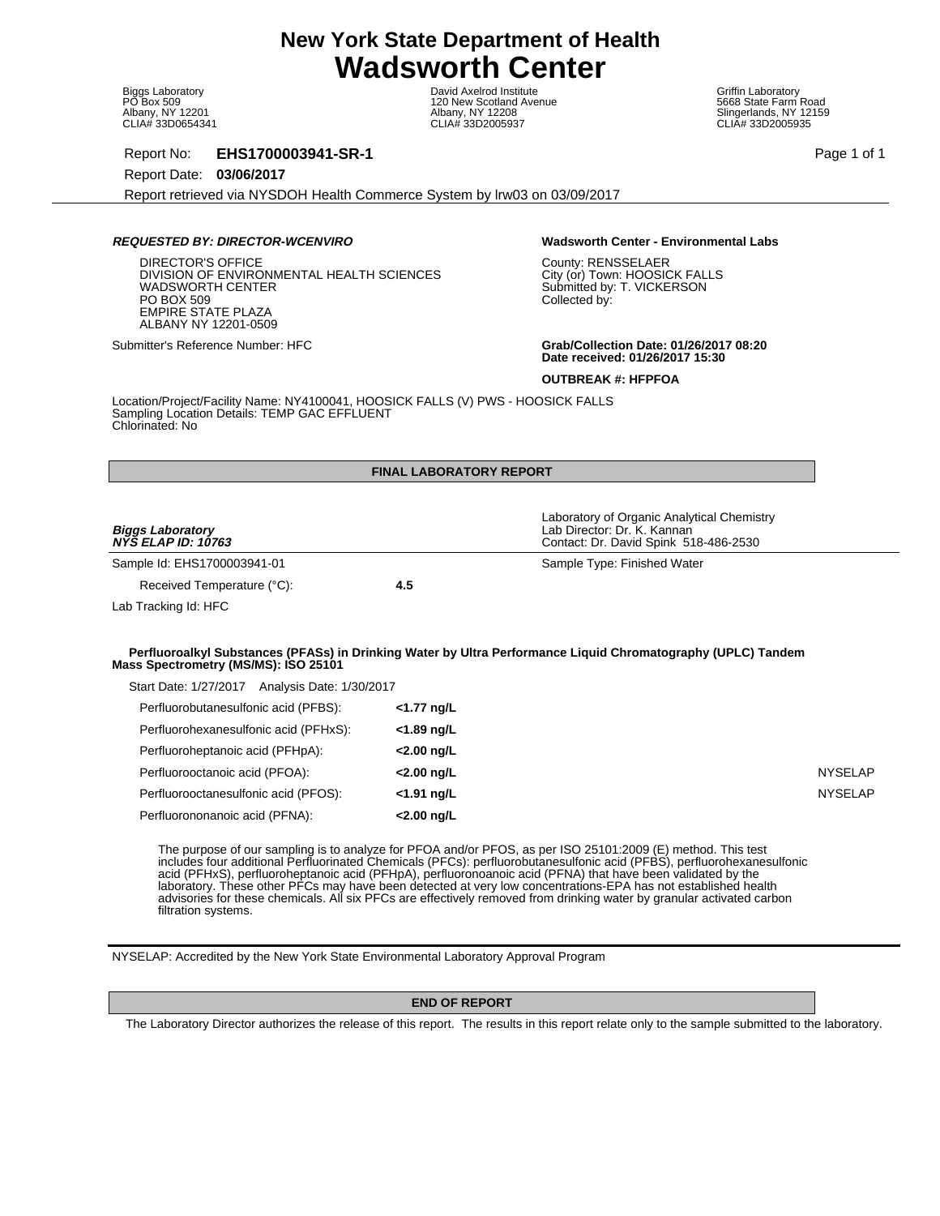# New York State Department of Health
# Wadsworth Center

Biggs Laboratory
PO Box 509
Albany, NY 12201
CLIA# 33D0654341

David Axelrod Institute
120 New Scotland Avenue
Albany, NY 12208
CLIA# 33D2005937

Griffin Laboratory
5668 State Farm Road
Slingerlands, NY 12159
CLIA# 33D2005935

Report No: **EHS1700003941-SR-1**

Report Date: **03/06/2017**

Report retrieved via NYSDOH Health Commerce System by lrw03 on 03/09/2017

***REQUESTED BY: DIRECTOR-WCENVIRO***

DIRECTOR'S OFFICE
DIVISION OF ENVIRONMENTAL HEALTH SCIENCES
WADSWORTH CENTER
PO BOX 509
EMPIRE STATE PLAZA
ALBANY NY 12201-0509

Submitter's Reference Number: HFC

**Wadsworth Center - Environmental Labs**

County: RENSSELAER
City (or) Town: HOOSICK FALLS
Submitted by: T. VICKERSON
Collected by:

**Grab/Collection Date: 01/26/2017 08:20**
**Date received: 01/26/2017 15:30**

**OUTBREAK #: HFPFOA**

Location/Project/Facility Name: NY4100041, HOOSICK FALLS (V) PWS - HOOSICK FALLS
Sampling Location Details: TEMP GAC EFFLUENT
Chlorinated: No

**FINAL LABORATORY REPORT**

***Biggs Laboratory***
***NYS ELAP ID: 10763***

Laboratory of Organic Analytical Chemistry
Lab Director: Dr. K. Kannan
Contact: Dr. David Spink 518-486-2530

Sample Id: EHS1700003941-01

Sample Type: Finished Water

Received Temperature (°C): **4.5**

Lab Tracking Id: HFC

**Perfluoroalkyl Substances (PFASs) in Drinking Water by Ultra Performance Liquid Chromatography (UPLC) Tandem Mass Spectrometry (MS/MS): ISO 25101**

Start Date: 1/27/2017 Analysis Date: 1/30/2017

| Analyte | Result | |
|---|---|---|
| Perfluorobutanesulfonic acid (PFBS): | **<1.77 ng/L** | |
| Perfluorohexanesulfonic acid (PFHxS): | **<1.89 ng/L** | |
| Perfluoroheptanoic acid (PFHpA): | **<2.00 ng/L** | |
| Perfluorooctanoic acid (PFOA): | **<2.00 ng/L** | NYSELAP |
| Perfluorooctanesulfonic acid (PFOS): | **<1.91 ng/L** | NYSELAP |
| Perfluorononanoic acid (PFNA): | **<2.00 ng/L** | |

The purpose of our sampling is to analyze for PFOA and/or PFOS, as per ISO 25101:2009 (E) method. This test includes four additional Perfluorinated Chemicals (PFCs): perfluorobutanesulfonic acid (PFBS), perfluorohexanesulfonic acid (PFHxS), perfluoroheptanoic acid (PFHpA), perfluoronoanoic acid (PFNA) that have been validated by the laboratory. These other PFCs may have been detected at very low concentrations-EPA has not established health advisories for these chemicals. All six PFCs are effectively removed from drinking water by granular activated carbon filtration systems.

NYSELAP: Accredited by the New York State Environmental Laboratory Approval Program

**END OF REPORT**

The Laboratory Director authorizes the release of this report. The results in this report relate only to the sample submitted to the laboratory.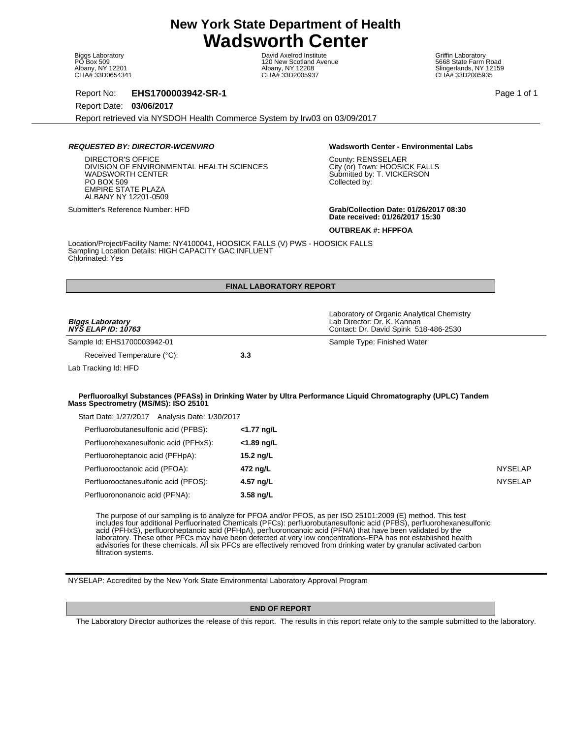# New York State Department of Health
# Wadsworth Center

Biggs Laboratory
PO Box 509
Albany, NY 12201
CLIA# 33D0654341

David Axelrod Institute
120 New Scotland Avenue
Albany, NY 12208
CLIA# 33D2005937

Griffin Laboratory
5668 State Farm Road
Slingerlands, NY 12159
CLIA# 33D2005935

Report No: **EHS1700003942-SR-1**

Report Date: **03/06/2017**

Report retrieved via NYSDOH Health Commerce System by lrw03 on 03/09/2017

***REQUESTED BY: DIRECTOR-WCENVIRO***

DIRECTOR'S OFFICE
DIVISION OF ENVIRONMENTAL HEALTH SCIENCES
WADSWORTH CENTER
PO BOX 509
EMPIRE STATE PLAZA
ALBANY NY 12201-0509

Submitter's Reference Number: HFD

**Wadsworth Center - Environmental Labs**

County: RENSSELAER
City (or) Town: HOOSICK FALLS
Submitted by: T. VICKERSON
Collected by:

**Grab/Collection Date: 01/26/2017 08:30**
**Date received: 01/26/2017 15:30**

**OUTBREAK #: HFPFOA**

Location/Project/Facility Name: NY4100041, HOOSICK FALLS (V) PWS - HOOSICK FALLS
Sampling Location Details: HIGH CAPACITY GAC INFLUENT
Chlorinated: Yes

## FINAL LABORATORY REPORT

***Biggs Laboratory***
***NYS ELAP ID: 10763***

Laboratory of Organic Analytical Chemistry
Lab Director: Dr. K. Kannan
Contact: Dr. David Spink 518-486-2530

Sample Id: EHS1700003942-01

Sample Type: Finished Water

Received Temperature (°C): **3.3**

Lab Tracking Id: HFD

**Perfluoroalkyl Substances (PFASs) in Drinking Water by Ultra Performance Liquid Chromatography (UPLC) Tandem Mass Spectrometry (MS/MS): ISO 25101**

Start Date: 1/27/2017 Analysis Date: 1/30/2017

| Analyte | Result | Accreditation |
|---|---|---|
| Perfluorobutanesulfonic acid (PFBS): | **<1.77 ng/L** | |
| Perfluorohexanesulfonic acid (PFHxS): | **<1.89 ng/L** | |
| Perfluoroheptanoic acid (PFHpA): | **15.2 ng/L** | |
| Perfluorooctanoic acid (PFOA): | **472 ng/L** | NYSELAP |
| Perfluorooctanesulfonic acid (PFOS): | **4.57 ng/L** | NYSELAP |
| Perfluorononanoic acid (PFNA): | **3.58 ng/L** | |

The purpose of our sampling is to analyze for PFOA and/or PFOS, as per ISO 25101:2009 (E) method. This test includes four additional Perfluorinated Chemicals (PFCs): perfluorobutanesulfonic acid (PFBS), perfluorohexanesulfonic acid (PFHxS), perfluoroheptanoic acid (PFHpA), perfluoronoanoic acid (PFNA) that have been validated by the laboratory. These other PFCs may have been detected at very low concentrations-EPA has not established health advisories for these chemicals. All six PFCs are effectively removed from drinking water by granular activated carbon filtration systems.

NYSELAP: Accredited by the New York State Environmental Laboratory Approval Program

## END OF REPORT

The Laboratory Director authorizes the release of this report. The results in this report relate only to the sample submitted to the laboratory.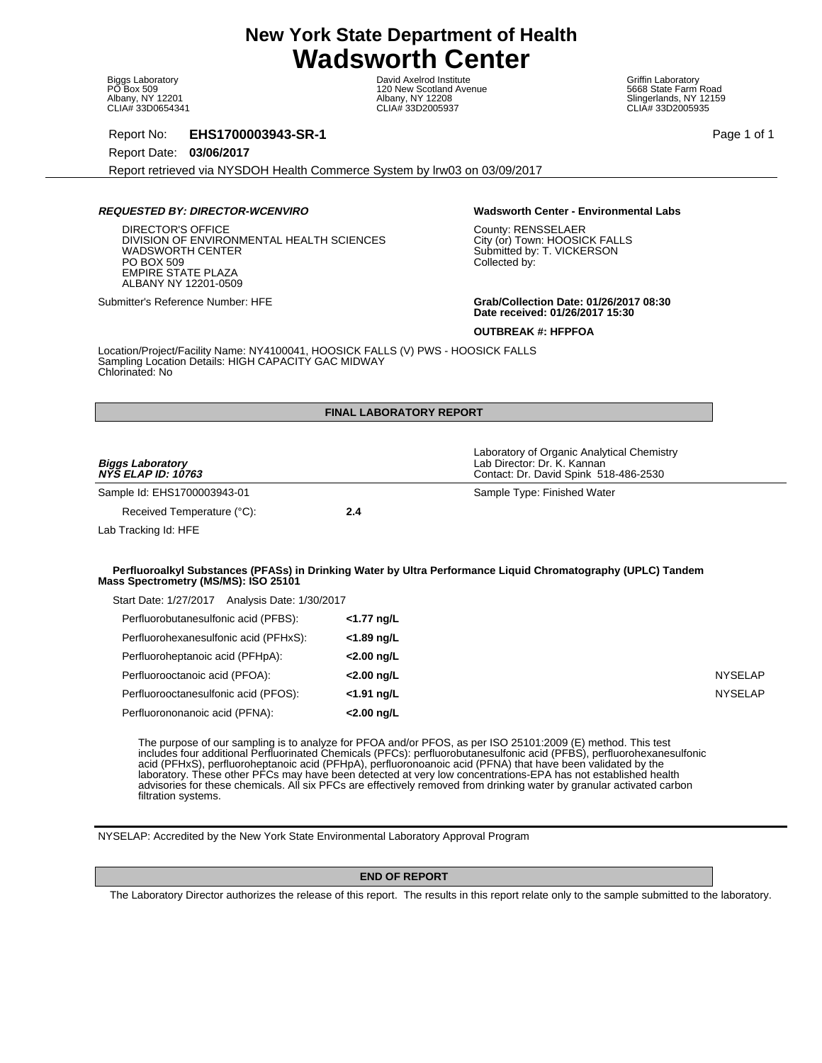# New York State Department of Health
# Wadsworth Center

Biggs Laboratory
PO Box 509
Albany, NY 12201
CLIA# 33D0654341

David Axelrod Institute
120 New Scotland Avenue
Albany, NY 12208
CLIA# 33D2005937

Griffin Laboratory
5668 State Farm Road
Slingerlands, NY 12159
CLIA# 33D2005935

Report No: **EHS1700003943-SR-1**

Report Date: **03/06/2017**

Report retrieved via NYSDOH Health Commerce System by lrw03 on 03/09/2017

***REQUESTED BY: DIRECTOR-WCENVIRO***

DIRECTOR'S OFFICE
DIVISION OF ENVIRONMENTAL HEALTH SCIENCES
WADSWORTH CENTER
PO BOX 509
EMPIRE STATE PLAZA
ALBANY NY 12201-0509

Submitter's Reference Number: HFE

**Wadsworth Center - Environmental Labs**

County: RENSSELAER
City (or) Town: HOOSICK FALLS
Submitted by: T. VICKERSON
Collected by:

**Grab/Collection Date: 01/26/2017 08:30**
**Date received: 01/26/2017 15:30**

**OUTBREAK #: HFPFOA**

Location/Project/Facility Name: NY4100041, HOOSICK FALLS (V) PWS - HOOSICK FALLS
Sampling Location Details: HIGH CAPACITY GAC MIDWAY
Chlorinated: No

**FINAL LABORATORY REPORT**

***Biggs Laboratory***
***NYS ELAP ID: 10763***

Laboratory of Organic Analytical Chemistry
Lab Director: Dr. K. Kannan
Contact: Dr. David Spink 518-486-2530

Sample Id: EHS1700003943-01

Sample Type: Finished Water

Received Temperature (°C): **2.4**

Lab Tracking Id: HFE

**Perfluoroalkyl Substances (PFASs) in Drinking Water by Ultra Performance Liquid Chromatography (UPLC) Tandem Mass Spectrometry (MS/MS): ISO 25101**

Start Date: 1/27/2017 Analysis Date: 1/30/2017

| Analyte | Result | |
|---|---|---|
| Perfluorobutanesulfonic acid (PFBS): | **<1.77 ng/L** | |
| Perfluorohexanesulfonic acid (PFHxS): | **<1.89 ng/L** | |
| Perfluoroheptanoic acid (PFHpA): | **<2.00 ng/L** | |
| Perfluorooctanoic acid (PFOA): | **<2.00 ng/L** | NYSELAP |
| Perfluorooctanesulfonic acid (PFOS): | **<1.91 ng/L** | NYSELAP |
| Perfluorononanoic acid (PFNA): | **<2.00 ng/L** | |

The purpose of our sampling is to analyze for PFOA and/or PFOS, as per ISO 25101:2009 (E) method. This test includes four additional Perfluorinated Chemicals (PFCs): perfluorobutanesulfonic acid (PFBS), perfluorohexanesulfonic acid (PFHxS), perfluoroheptanoic acid (PFHpA), perfluoronoanoic acid (PFNA) that have been validated by the laboratory. These other PFCs may have been detected at very low concentrations-EPA has not established health advisories for these chemicals. All six PFCs are effectively removed from drinking water by granular activated carbon filtration systems.

NYSELAP: Accredited by the New York State Environmental Laboratory Approval Program

**END OF REPORT**

The Laboratory Director authorizes the release of this report. The results in this report relate only to the sample submitted to the laboratory.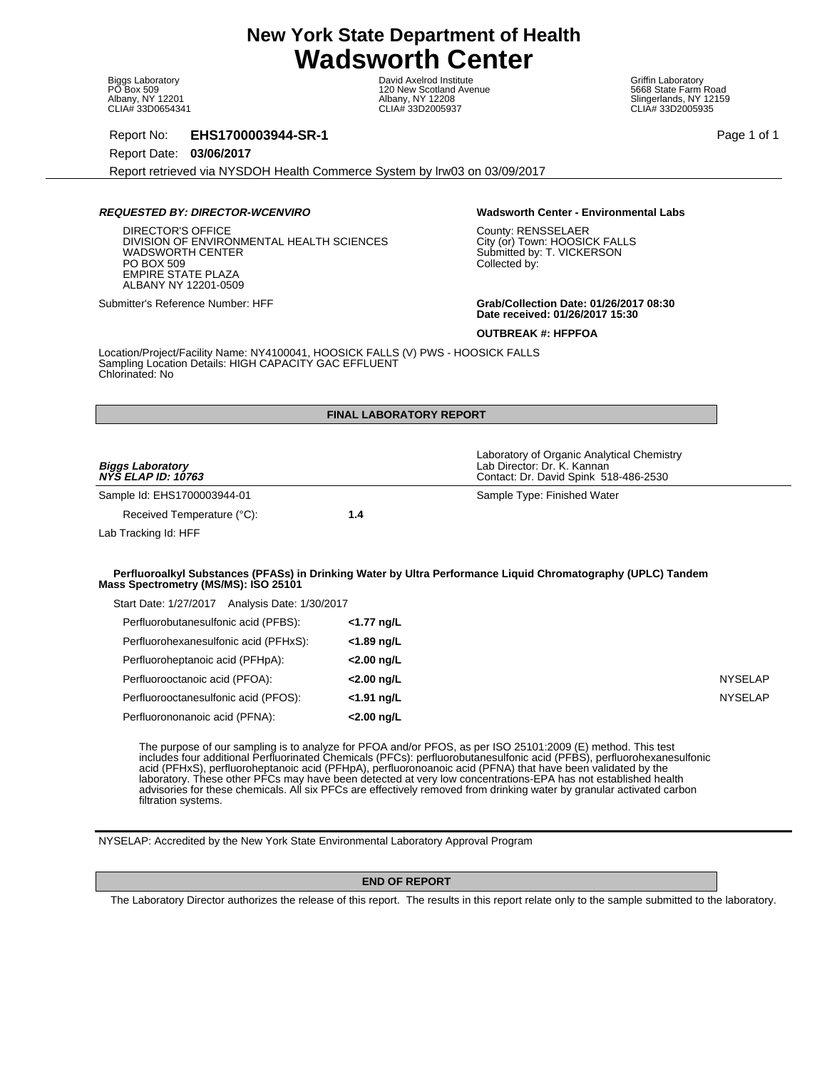# New York State Department of Health
# Wadsworth Center

Biggs Laboratory
PO Box 509
Albany, NY 12201
CLIA# 33D0654341

David Axelrod Institute
120 New Scotland Avenue
Albany, NY 12208
CLIA# 33D2005937

Griffin Laboratory
5668 State Farm Road
Slingerlands, NY 12159
CLIA# 33D2005935

Report No: **EHS1700003944-SR-1**

Report Date: **03/06/2017**

Report retrieved via NYSDOH Health Commerce System by lrw03 on 03/09/2017

***REQUESTED BY: DIRECTOR-WCENVIRO***

DIRECTOR'S OFFICE
DIVISION OF ENVIRONMENTAL HEALTH SCIENCES
WADSWORTH CENTER
PO BOX 509
EMPIRE STATE PLAZA
ALBANY NY 12201-0509

Submitter's Reference Number: HFF

**Wadsworth Center - Environmental Labs**

County: RENSSELAER
City (or) Town: HOOSICK FALLS
Submitted by: T. VICKERSON
Collected by:

**Grab/Collection Date: 01/26/2017 08:30**
**Date received: 01/26/2017 15:30**

**OUTBREAK #: HFPFOA**

Location/Project/Facility Name: NY4100041, HOOSICK FALLS (V) PWS - HOOSICK FALLS
Sampling Location Details: HIGH CAPACITY GAC EFFLUENT
Chlorinated: No

**FINAL LABORATORY REPORT**

***Biggs Laboratory***
***NYS ELAP ID: 10763***

Laboratory of Organic Analytical Chemistry
Lab Director: Dr. K. Kannan
Contact: Dr. David Spink 518-486-2530

Sample Id: EHS1700003944-01

Sample Type: Finished Water

Received Temperature (°C): **1.4**

Lab Tracking Id: HFF

**Perfluoroalkyl Substances (PFASs) in Drinking Water by Ultra Performance Liquid Chromatography (UPLC) Tandem Mass Spectrometry (MS/MS): ISO 25101**

Start Date: 1/27/2017 Analysis Date: 1/30/2017

| Analyte | Result | Accreditation |
|---|---|---|
| Perfluorobutanesulfonic acid (PFBS): | **<1.77 ng/L** | |
| Perfluorohexanesulfonic acid (PFHxS): | **<1.89 ng/L** | |
| Perfluoroheptanoic acid (PFHpA): | **<2.00 ng/L** | |
| Perfluorooctanoic acid (PFOA): | **<2.00 ng/L** | NYSELAP |
| Perfluorooctanesulfonic acid (PFOS): | **<1.91 ng/L** | NYSELAP |
| Perfluorononanoic acid (PFNA): | **<2.00 ng/L** | |

The purpose of our sampling is to analyze for PFOA and/or PFOS, as per ISO 25101:2009 (E) method. This test includes four additional Perfluorinated Chemicals (PFCs): perfluorobutanesulfonic acid (PFBS), perfluorohexanesulfonic acid (PFHxS), perfluoroheptanoic acid (PFHpA), perfluoronoanoic acid (PFNA) that have been validated by the laboratory. These other PFCs may have been detected at very low concentrations-EPA has not established health advisories for these chemicals. All six PFCs are effectively removed from drinking water by granular activated carbon filtration systems.

NYSELAP: Accredited by the New York State Environmental Laboratory Approval Program

**END OF REPORT**

The Laboratory Director authorizes the release of this report. The results in this report relate only to the sample submitted to the laboratory.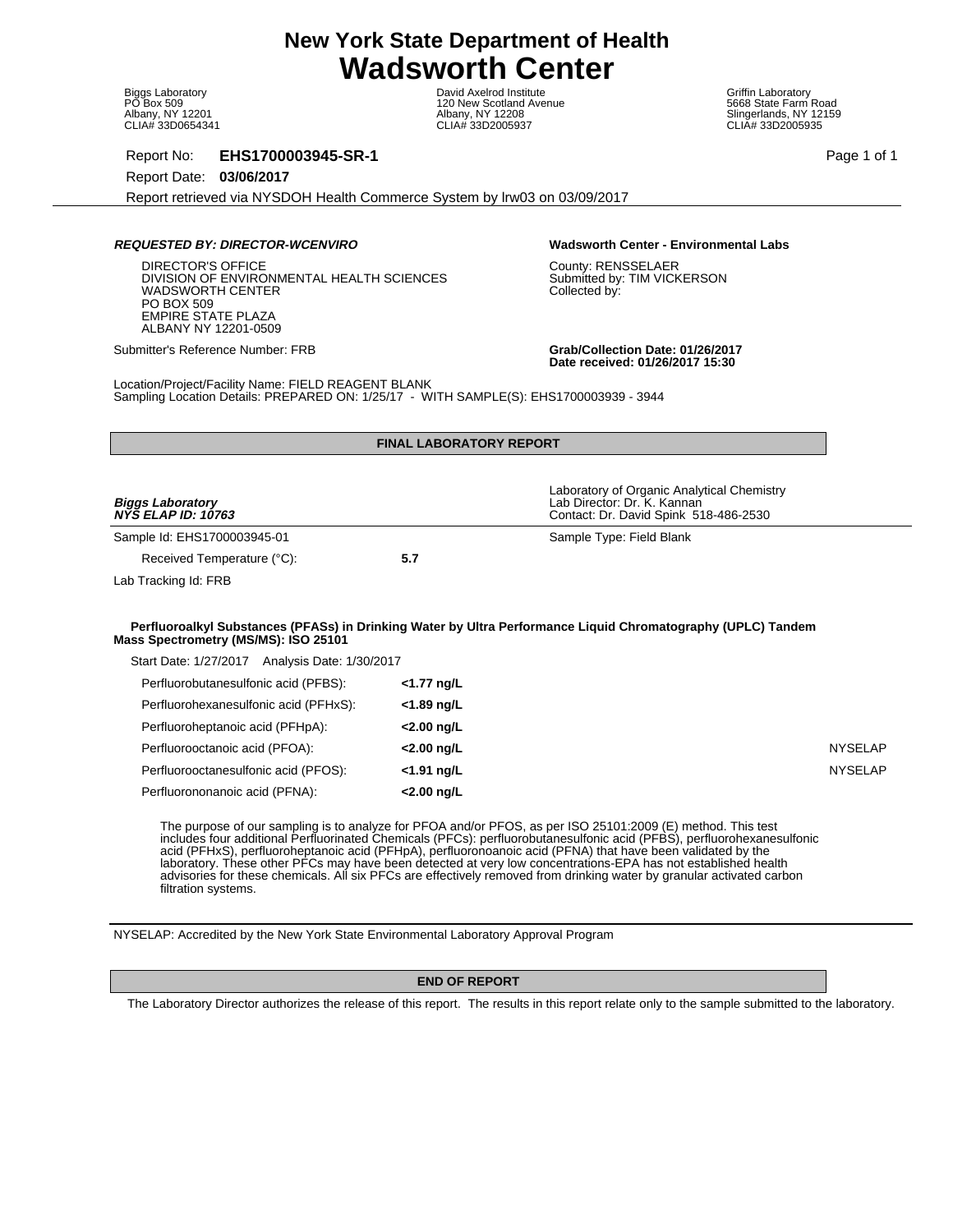# New York State Department of Health
# Wadsworth Center

Biggs Laboratory
PO Box 509
Albany, NY 12201
CLIA# 33D0654341

David Axelrod Institute
120 New Scotland Avenue
Albany, NY 12208
CLIA# 33D2005937

Griffin Laboratory
5668 State Farm Road
Slingerlands, NY 12159
CLIA# 33D2005935

Report No: **EHS1700003945-SR-1**

Report Date: **03/06/2017**

Report retrieved via NYSDOH Health Commerce System by lrw03 on 03/09/2017

***REQUESTED BY: DIRECTOR-WCENVIRO***

DIRECTOR'S OFFICE
DIVISION OF ENVIRONMENTAL HEALTH SCIENCES
WADSWORTH CENTER
PO BOX 509
EMPIRE STATE PLAZA
ALBANY NY 12201-0509

**Wadsworth Center - Environmental Labs**

County: RENSSELAER
Submitted by: TIM VICKERSON
Collected by:

Submitter's Reference Number: FRB

**Grab/Collection Date: 01/26/2017**
**Date received: 01/26/2017 15:30**

Location/Project/Facility Name: FIELD REAGENT BLANK
Sampling Location Details: PREPARED ON: 1/25/17 - WITH SAMPLE(S): EHS1700003939 - 3944

**FINAL LABORATORY REPORT**

***Biggs Laboratory***
***NYS ELAP ID: 10763***

Laboratory of Organic Analytical Chemistry
Lab Director: Dr. K. Kannan
Contact: Dr. David Spink 518-486-2530

Sample Id: EHS1700003945-01

Sample Type: Field Blank

Received Temperature (°C): **5.7**

Lab Tracking Id: FRB

**Perfluoroalkyl Substances (PFASs) in Drinking Water by Ultra Performance Liquid Chromatography (UPLC) Tandem Mass Spectrometry (MS/MS): ISO 25101**

Start Date: 1/27/2017 Analysis Date: 1/30/2017

| Analyte | Result | Accreditation |
|---|---|---|
| Perfluorobutanesulfonic acid (PFBS): | **<1.77 ng/L** | |
| Perfluorohexanesulfonic acid (PFHxS): | **<1.89 ng/L** | |
| Perfluoroheptanoic acid (PFHpA): | **<2.00 ng/L** | |
| Perfluorooctanoic acid (PFOA): | **<2.00 ng/L** | NYSELAP |
| Perfluorooctanesulfonic acid (PFOS): | **<1.91 ng/L** | NYSELAP |
| Perfluorononanoic acid (PFNA): | **<2.00 ng/L** | |

The purpose of our sampling is to analyze for PFOA and/or PFOS, as per ISO 25101:2009 (E) method. This test includes four additional Perfluorinated Chemicals (PFCs): perfluorobutanesulfonic acid (PFBS), perfluorohexanesulfonic acid (PFHxS), perfluoroheptanoic acid (PFHpA), perfluoronoanoic acid (PFNA) that have been validated by the laboratory. These other PFCs may have been detected at very low concentrations-EPA has not established health advisories for these chemicals. All six PFCs are effectively removed from drinking water by granular activated carbon filtration systems.

NYSELAP: Accredited by the New York State Environmental Laboratory Approval Program

**END OF REPORT**

The Laboratory Director authorizes the release of this report. The results in this report relate only to the sample submitted to the laboratory.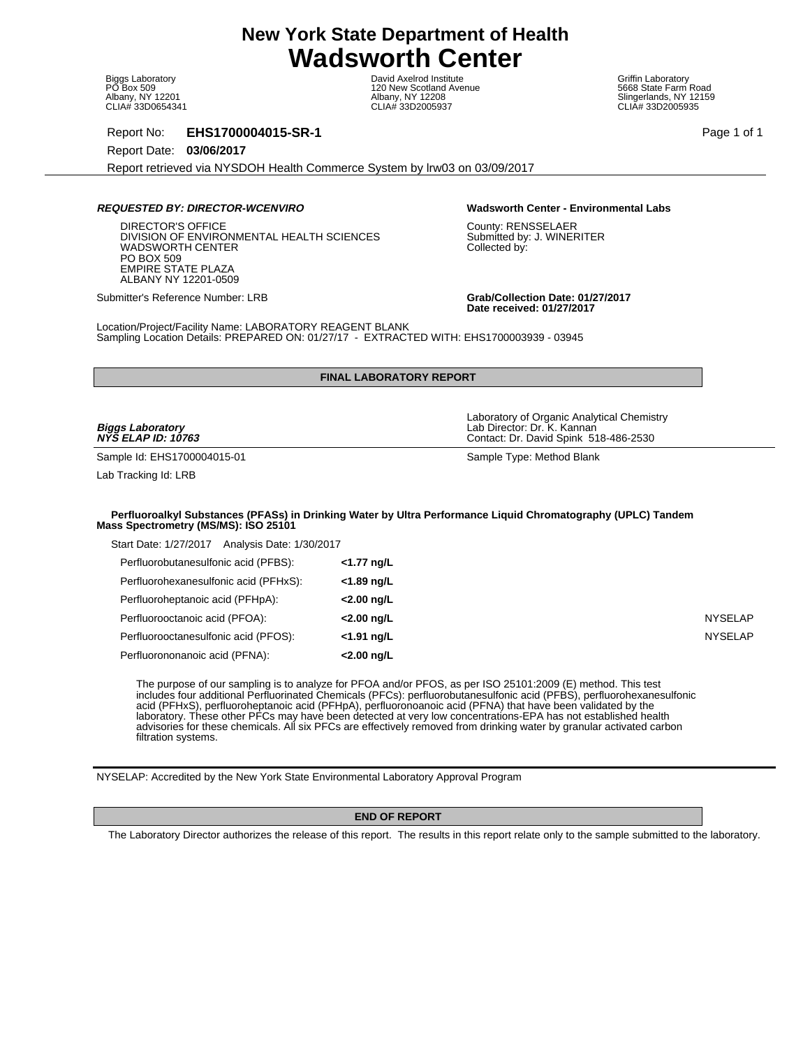# New York State Department of Health
# Wadsworth Center

Biggs Laboratory
PO Box 509
Albany, NY 12201
CLIA# 33D0654341

David Axelrod Institute
120 New Scotland Avenue
Albany, NY 12208
CLIA# 33D2005937

Griffin Laboratory
5668 State Farm Road
Slingerlands, NY 12159
CLIA# 33D2005935

Report No: **EHS1700004015-SR-1**

Report Date: **03/06/2017**

Report retrieved via NYSDOH Health Commerce System by lrw03 on 03/09/2017

***REQUESTED BY: DIRECTOR-WCENVIRO***

DIRECTOR'S OFFICE
DIVISION OF ENVIRONMENTAL HEALTH SCIENCES
WADSWORTH CENTER
PO BOX 509
EMPIRE STATE PLAZA
ALBANY NY 12201-0509

**Wadsworth Center - Environmental Labs**

County: RENSSELAER
Submitted by: J. WINERITER
Collected by:

Submitter's Reference Number: LRB

**Grab/Collection Date: 01/27/2017**
**Date received: 01/27/2017**

Location/Project/Facility Name: LABORATORY REAGENT BLANK
Sampling Location Details: PREPARED ON: 01/27/17 - EXTRACTED WITH: EHS1700003939 - 03945

**FINAL LABORATORY REPORT**

***Biggs Laboratory***
***NYS ELAP ID: 10763***

Laboratory of Organic Analytical Chemistry
Lab Director: Dr. K. Kannan
Contact: Dr. David Spink 518-486-2530

Sample Id: EHS1700004015-01

Sample Type: Method Blank

Lab Tracking Id: LRB

**Perfluoroalkyl Substances (PFASs) in Drinking Water by Ultra Performance Liquid Chromatography (UPLC) Tandem Mass Spectrometry (MS/MS): ISO 25101**

Start Date: 1/27/2017 Analysis Date: 1/30/2017

| | | |
|---|---|---|
| Perfluorobutanesulfonic acid (PFBS): | **<1.77 ng/L** | |
| Perfluorohexanesulfonic acid (PFHxS): | **<1.89 ng/L** | |
| Perfluoroheptanoic acid (PFHpA): | **<2.00 ng/L** | |
| Perfluorooctanoic acid (PFOA): | **<2.00 ng/L** | NYSELAP |
| Perfluorooctanesulfonic acid (PFOS): | **<1.91 ng/L** | NYSELAP |
| Perfluorononanoic acid (PFNA): | **<2.00 ng/L** | |

The purpose of our sampling is to analyze for PFOA and/or PFOS, as per ISO 25101:2009 (E) method. This test includes four additional Perfluorinated Chemicals (PFCs): perfluorobutanesulfonic acid (PFBS), perfluorohexanesulfonic acid (PFHxS), perfluoroheptanoic acid (PFHpA), perfluorononanoic acid (PFNA) that have been validated by the laboratory. These other PFCs may have been detected at very low concentrations-EPA has not established health advisories for these chemicals. All six PFCs are effectively removed from drinking water by granular activated carbon filtration systems.

NYSELAP: Accredited by the New York State Environmental Laboratory Approval Program

**END OF REPORT**

The Laboratory Director authorizes the release of this report. The results in this report relate only to the sample submitted to the laboratory.